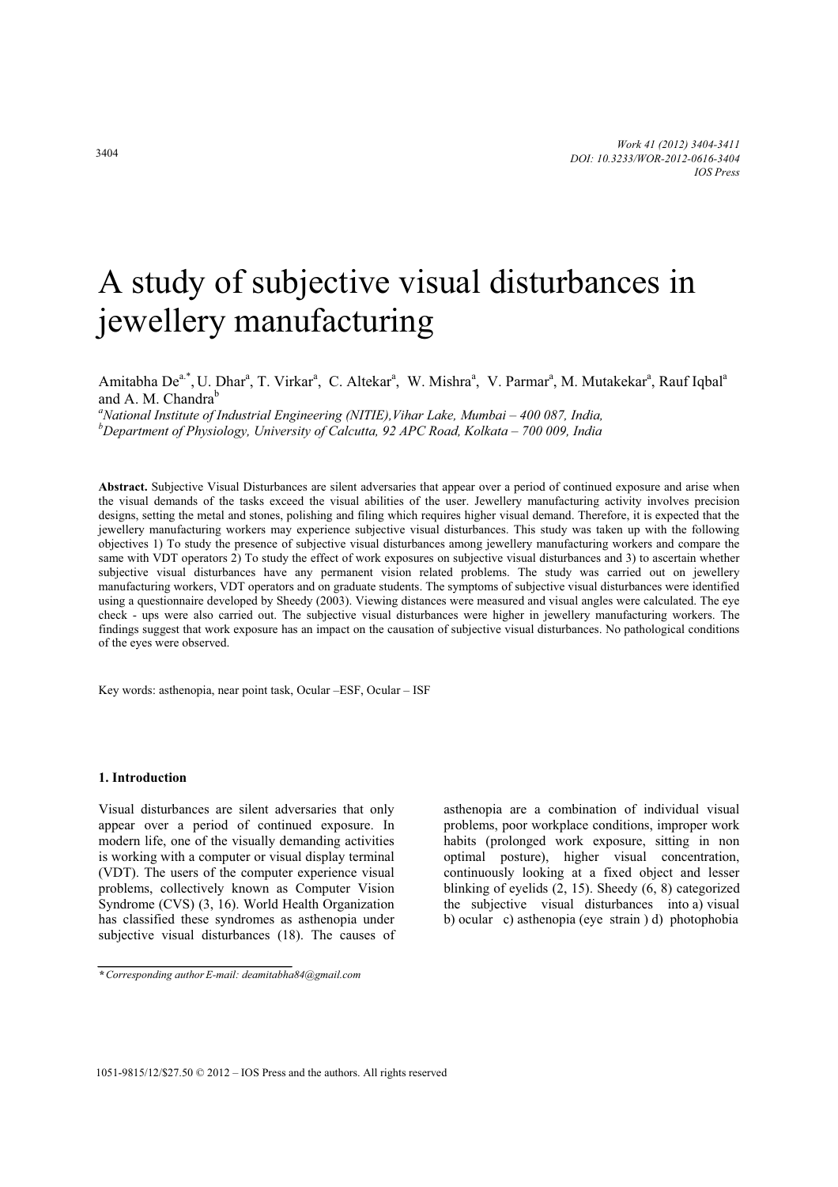# A study of subjective visual disturbances in jewellery manufacturing

Amitabha De[a,*], U. Dhar[a], T. Virkar[a], C. Altekar[a], W. Mishra[a], V. Parmar[a], M. Mutakekar[a], Rauf Iqbal[a] and A. M. Chandra[b]

[a]*National Institute of Industrial Engineering (NITIE), Vihar Lake, Mumbai – 400 087, India,*
[b]*Department of Physiology, University of Calcutta, 92 APC Road, Kolkata – 700 009, India*

**Abstract.** Subjective Visual Disturbances are silent adversaries that appear over a period of continued exposure and arise when the visual demands of the tasks exceed the visual abilities of the user. Jewellery manufacturing activity involves precision designs, setting the metal and stones, polishing and filing which requires higher visual demand. Therefore, it is expected that the jewellery manufacturing workers may experience subjective visual disturbances. This study was taken up with the following objectives 1) To study the presence of subjective visual disturbances among jewellery manufacturing workers and compare the same with VDT operators 2) To study the effect of work exposures on subjective visual disturbances and 3) to ascertain whether subjective visual disturbances have any permanent vision related problems. The study was carried out on jewellery manufacturing workers, VDT operators and on graduate students. The symptoms of subjective visual disturbances were identified using a questionnaire developed by Sheedy (2003). Viewing distances were measured and visual angles were calculated. The eye check - ups were also carried out. The subjective visual disturbances were higher in jewellery manufacturing workers. The findings suggest that work exposure has an impact on the causation of subjective visual disturbances. No pathological conditions of the eyes were observed.

Key words: asthenopia, near point task, Ocular –ESF, Ocular – ISF

## 1. Introduction

Visual disturbances are silent adversaries that only appear over a period of continued exposure. In modern life, one of the visually demanding activities is working with a computer or visual display terminal (VDT). The users of the computer experience visual problems, collectively known as Computer Vision Syndrome (CVS) (3, 16). World Health Organization has classified these syndromes as asthenopia under subjective visual disturbances (18). The causes of asthenopia are a combination of individual visual problems, poor workplace conditions, improper work habits (prolonged work exposure, sitting in non optimal posture), higher visual concentration, continuously looking at a fixed object and lesser blinking of eyelids (2, 15). Sheedy (6, 8) categorized the subjective visual disturbances into a) visual b) ocular c) asthenopia (eye strain ) d) photophobia

*Corresponding author E-mail: deamitabha84@gmail.com

1051-9815/12/$27.50 © 2012 – IOS Press and the authors. All rights reserved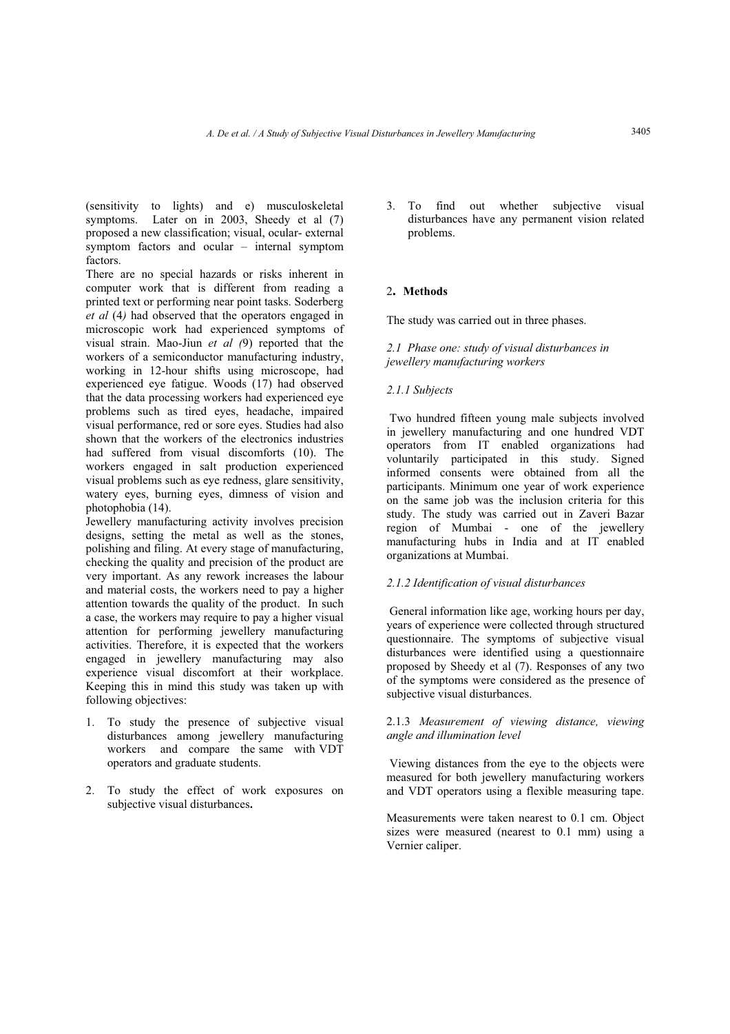(sensitivity to lights) and e) musculoskeletal symptoms. Later on in 2003, Sheedy et al (7) proposed a new classification; visual, ocular- external symptom factors and ocular – internal symptom factors.

There are no special hazards or risks inherent in computer work that is different from reading a printed text or performing near point tasks. Soderberg *et al* (4) had observed that the operators engaged in microscopic work had experienced symptoms of visual strain. Mao-Jiun *et al* (9) reported that the workers of a semiconductor manufacturing industry, working in 12-hour shifts using microscope, had experienced eye fatigue. Woods (17) had observed that the data processing workers had experienced eye problems such as tired eyes, headache, impaired visual performance, red or sore eyes. Studies had also shown that the workers of the electronics industries had suffered from visual discomforts (10). The workers engaged in salt production experienced visual problems such as eye redness, glare sensitivity, watery eyes, burning eyes, dimness of vision and photophobia (14).

Jewellery manufacturing activity involves precision designs, setting the metal as well as the stones, polishing and filing. At every stage of manufacturing, checking the quality and precision of the product are very important. As any rework increases the labour and material costs, the workers need to pay a higher attention towards the quality of the product. In such a case, the workers may require to pay a higher visual attention for performing jewellery manufacturing activities. Therefore, it is expected that the workers engaged in jewellery manufacturing may also experience visual discomfort at their workplace. Keeping this in mind this study was taken up with following objectives:

1. To study the presence of subjective visual disturbances among jewellery manufacturing workers and compare the same with VDT operators and graduate students.
2. To study the effect of work exposures on subjective visual disturbances**.**
3. To find out whether subjective visual disturbances have any permanent vision related problems.

## 2. Methods

The study was carried out in three phases.

### *2.1 Phase one: study of visual disturbances in jewellery manufacturing workers*

#### *2.1.1 Subjects*

Two hundred fifteen young male subjects involved in jewellery manufacturing and one hundred VDT operators from IT enabled organizations had voluntarily participated in this study. Signed informed consents were obtained from all the participants. Minimum one year of work experience on the same job was the inclusion criteria for this study. The study was carried out in Zaveri Bazar region of Mumbai - one of the jewellery manufacturing hubs in India and at IT enabled organizations at Mumbai.

#### *2.1.2 Identification of visual disturbances*

General information like age, working hours per day, years of experience were collected through structured questionnaire. The symptoms of subjective visual disturbances were identified using a questionnaire proposed by Sheedy et al (7). Responses of any two of the symptoms were considered as the presence of subjective visual disturbances.

#### 2.1.3 *Measurement of viewing distance, viewing angle and illumination level*

Viewing distances from the eye to the objects were measured for both jewellery manufacturing workers and VDT operators using a flexible measuring tape.

Measurements were taken nearest to 0.1 cm. Object sizes were measured (nearest to 0.1 mm) using a Vernier caliper.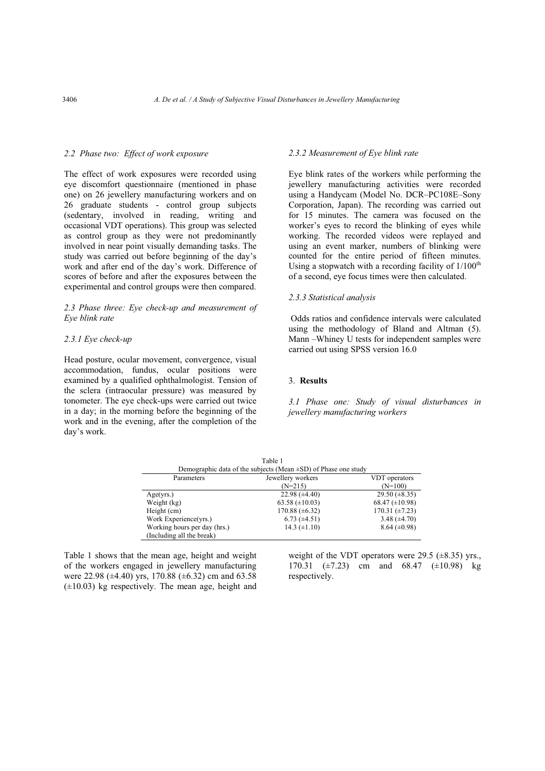### 2.2 Phase two: Effect of work exposure

The effect of work exposures were recorded using eye discomfort questionnaire (mentioned in phase one) on 26 jewellery manufacturing workers and on 26 graduate students - control group subjects (sedentary, involved in reading, writing and occasional VDT operations). This group was selected as control group as they were not predominantly involved in near point visually demanding tasks. The study was carried out before beginning of the day's work and after end of the day's work. Difference of scores of before and after the exposures between the experimental and control groups were then compared.

### 2.3 Phase three: Eye check-up and measurement of Eye blink rate

#### 2.3.1 Eye check-up

Head posture, ocular movement, convergence, visual accommodation, fundus, ocular positions were examined by a qualified ophthalmologist. Tension of the sclera (intraocular pressure) was measured by tonometer. The eye check-ups were carried out twice in a day; in the morning before the beginning of the work and in the evening, after the completion of the day's work.

#### 2.3.2 Measurement of Eye blink rate

Eye blink rates of the workers while performing the jewellery manufacturing activities were recorded using a Handycam (Model No. DCR–PC108E–Sony Corporation, Japan). The recording was carried out for 15 minutes. The camera was focused on the worker's eyes to record the blinking of eyes while working. The recorded videos were replayed and using an event marker, numbers of blinking were counted for the entire period of fifteen minutes. Using a stopwatch with a recording facility of 1/100$^{th}$ of a second, eye focus times were then calculated.

#### 2.3.3 Statistical analysis

Odds ratios and confidence intervals were calculated using the methodology of Bland and Altman (5). Mann –Whiney U tests for independent samples were carried out using SPSS version 16.0

## 3. **Results**

### 3.1 Phase one: Study of visual disturbances in jewellery manufacturing workers

Table 1
Demographic data of the subjects (Mean ±SD) of Phase one study

| Parameters | Jewellery workers (N=215) | VDT operators (N=100) |
|---|---|---|
| Age(yrs.) | 22.98 (±4.40) | 29.50 (±8.35) |
| Weight (kg) | 63.58 (±10.03) | 68.47 (±10.98) |
| Height (cm) | 170.88 (±6.32) | 170.31 (±7.23) |
| Work Experience(yrs.) | 6.73 (±4.51) | 3.48 (±4.70) |
| Working hours per day (hrs.) (Including all the break) | 14.3 (±1.10) | 8.64 (±0.98) |

Table 1 shows that the mean age, height and weight of the workers engaged in jewellery manufacturing were 22.98 (±4.40) yrs, 170.88 (±6.32) cm and 63.58 (±10.03) kg respectively. The mean age, height and weight of the VDT operators were 29.5 (±8.35) yrs., 170.31 (±7.23) cm and 68.47 (±10.98) kg respectively.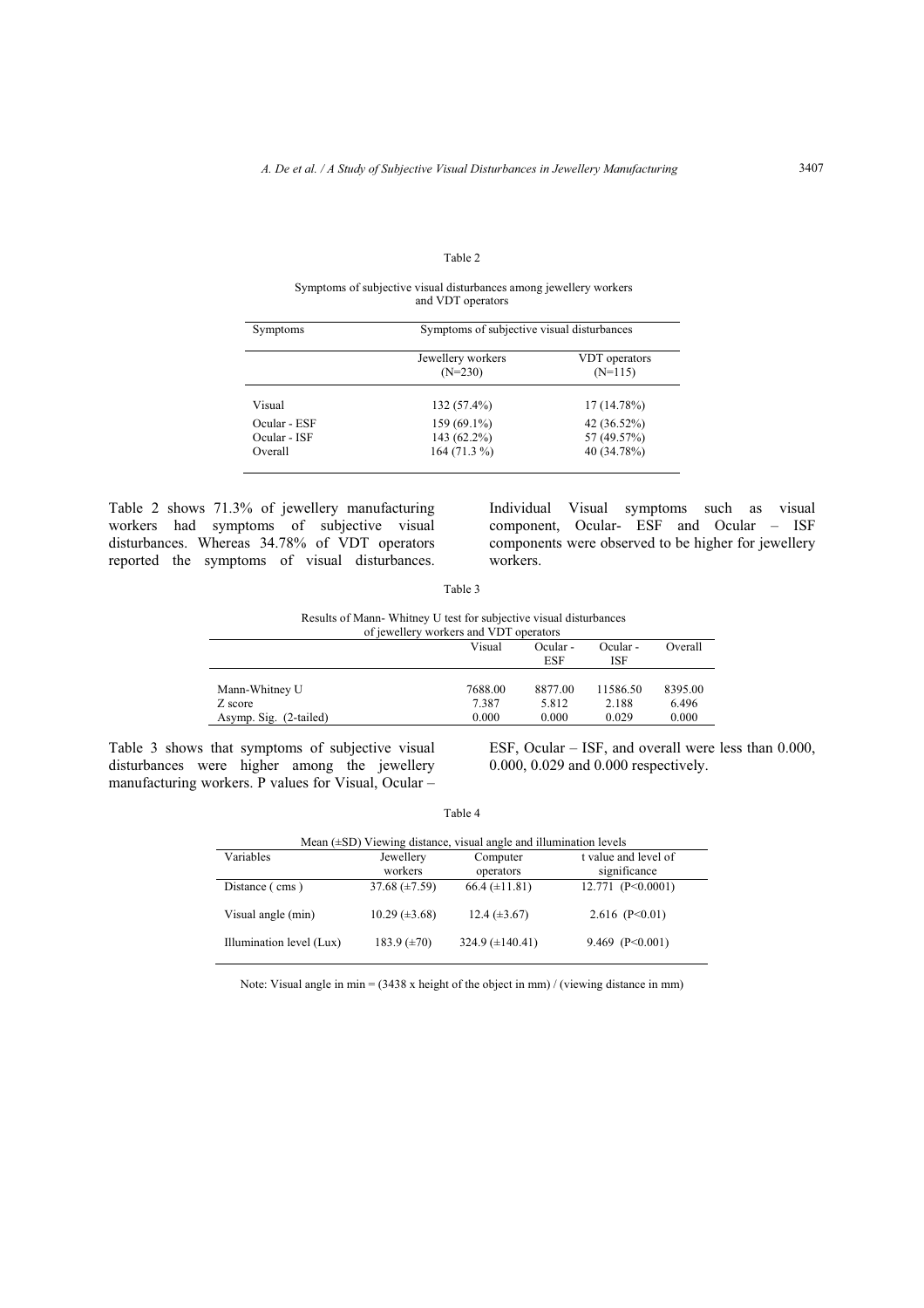Table 2

Symptoms of subjective visual disturbances among jewellery workers and VDT operators

| Symptoms | Symptoms of subjective visual disturbances | |
|---|---|---|
| | Jewellery workers (N=230) | VDT operators (N=115) |
| Visual | 132 (57.4%) | 17 (14.78%) |
| Ocular - ESF | 159 (69.1%) | 42 (36.52%) |
| Ocular - ISF | 143 (62.2%) | 57 (49.57%) |
| Overall | 164 (71.3 %) | 40 (34.78%) |

Table 2 shows 71.3% of jewellery manufacturing workers had symptoms of subjective visual disturbances. Whereas 34.78% of VDT operators reported the symptoms of visual disturbances. Individual Visual symptoms such as visual component, Ocular- ESF and Ocular – ISF components were observed to be higher for jewellery workers.

Table 3

Results of Mann- Whitney U test for subjective visual disturbances of jewellery workers and VDT operators

| | Visual | Ocular - ESF | Ocular - ISF | Overall |
|---|---|---|---|---|
| Mann-Whitney U | 7688.00 | 8877.00 | 11586.50 | 8395.00 |
| Z score | 7.387 | 5.812 | 2.188 | 6.496 |
| Asymp. Sig. (2-tailed) | 0.000 | 0.000 | 0.029 | 0.000 |

Table 3 shows that symptoms of subjective visual disturbances were higher among the jewellery manufacturing workers. P values for Visual, Ocular – ESF, Ocular – ISF, and overall were less than 0.000, 0.000, 0.029 and 0.000 respectively.

Table 4

Mean (±SD) Viewing distance, visual angle and illumination levels

| Variables | Jewellery workers | Computer operators | t value and level of significance |
|---|---|---|---|
| Distance ( cms ) | 37.68 (±7.59) | 66.4 (±11.81) | 12.771 (P<0.0001) |
| Visual angle (min) | 10.29 (±3.68) | 12.4 (±3.67) | 2.616 (P<0.01) |
| Illumination level (Lux) | 183.9 (±70) | 324.9 (±140.41) | 9.469 (P<0.001) |

Note: Visual angle in min = (3438 x height of the object in mm) / (viewing distance in mm)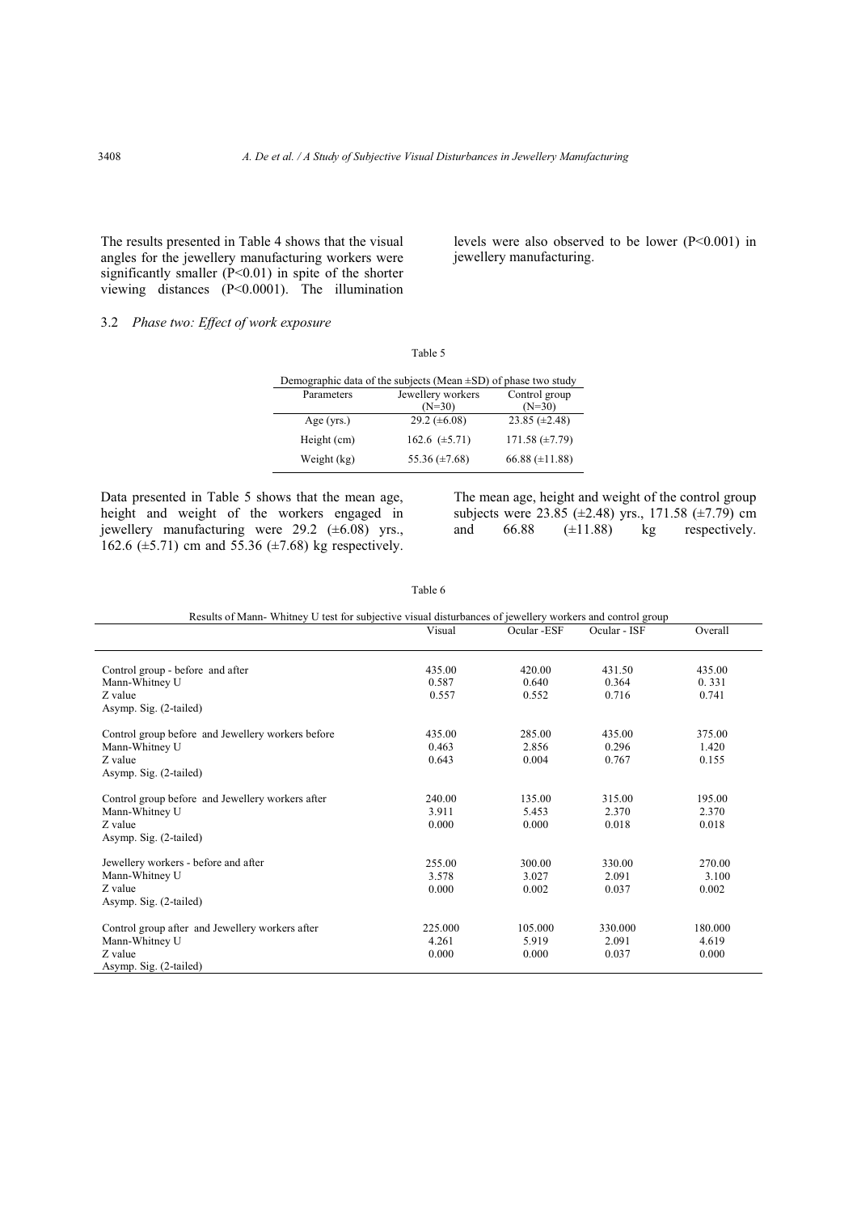The results presented in Table 4 shows that the visual angles for the jewellery manufacturing workers were significantly smaller ($P<0.01$) in spite of the shorter viewing distances ($P<0.0001$). The illumination levels were also observed to be lower ($P<0.001$) in jewellery manufacturing.

### 3.2 *Phase two: Effect of work exposure*

Table 5

Demographic data of the subjects (Mean ±SD) of phase two study

| Parameters | Jewellery workers (N=30) | Control group (N=30) |
|---|---|---|
| Age (yrs.) | 29.2 (±6.08) | 23.85 (±2.48) |
| Height (cm) | 162.6 (±5.71) | 171.58 (±7.79) |
| Weight (kg) | 55.36 (±7.68) | 66.88 (±11.88) |

Data presented in Table 5 shows that the mean age, height and weight of the workers engaged in jewellery manufacturing were 29.2 (±6.08) yrs., 162.6 (±5.71) cm and 55.36 (±7.68) kg respectively. The mean age, height and weight of the control group subjects were 23.85 (±2.48) yrs., 171.58 (±7.79) cm and 66.88 (±11.88) kg respectively.

Table 6

Results of Mann- Whitney U test for subjective visual disturbances of jewellery workers and control group

| | Visual | Ocular -ESF | Ocular - ISF | Overall |
|---|---|---|---|---|
| Control group - before and after | | | | |
| Mann-Whitney U | 435.00 | 420.00 | 431.50 | 435.00 |
| Z value | 0.587 | 0.640 | 0.364 | 0. 331 |
| Asymp. Sig. (2-tailed) | 0.557 | 0.552 | 0.716 | 0.741 |
| Control group before and Jewellery workers before | | | | |
| Mann-Whitney U | 435.00 | 285.00 | 435.00 | 375.00 |
| Z value | 0.463 | 2.856 | 0.296 | 1.420 |
| Asymp. Sig. (2-tailed) | 0.643 | 0.004 | 0.767 | 0.155 |
| Control group before and Jewellery workers after | | | | |
| Mann-Whitney U | 240.00 | 135.00 | 315.00 | 195.00 |
| Z value | 3.911 | 5.453 | 2.370 | 2.370 |
| Asymp. Sig. (2-tailed) | 0.000 | 0.000 | 0.018 | 0.018 |
| Jewellery workers - before and after | | | | |
| Mann-Whitney U | 255.00 | 300.00 | 330.00 | 270.00 |
| Z value | 3.578 | 3.027 | 2.091 | 3.100 |
| Asymp. Sig. (2-tailed) | 0.000 | 0.002 | 0.037 | 0.002 |
| Control group after and Jewellery workers after | | | | |
| Mann-Whitney U | 225.000 | 105.000 | 330.000 | 180.000 |
| Z value | 4.261 | 5.919 | 2.091 | 4.619 |
| Asymp. Sig. (2-tailed) | 0.000 | 0.000 | 0.037 | 0.000 |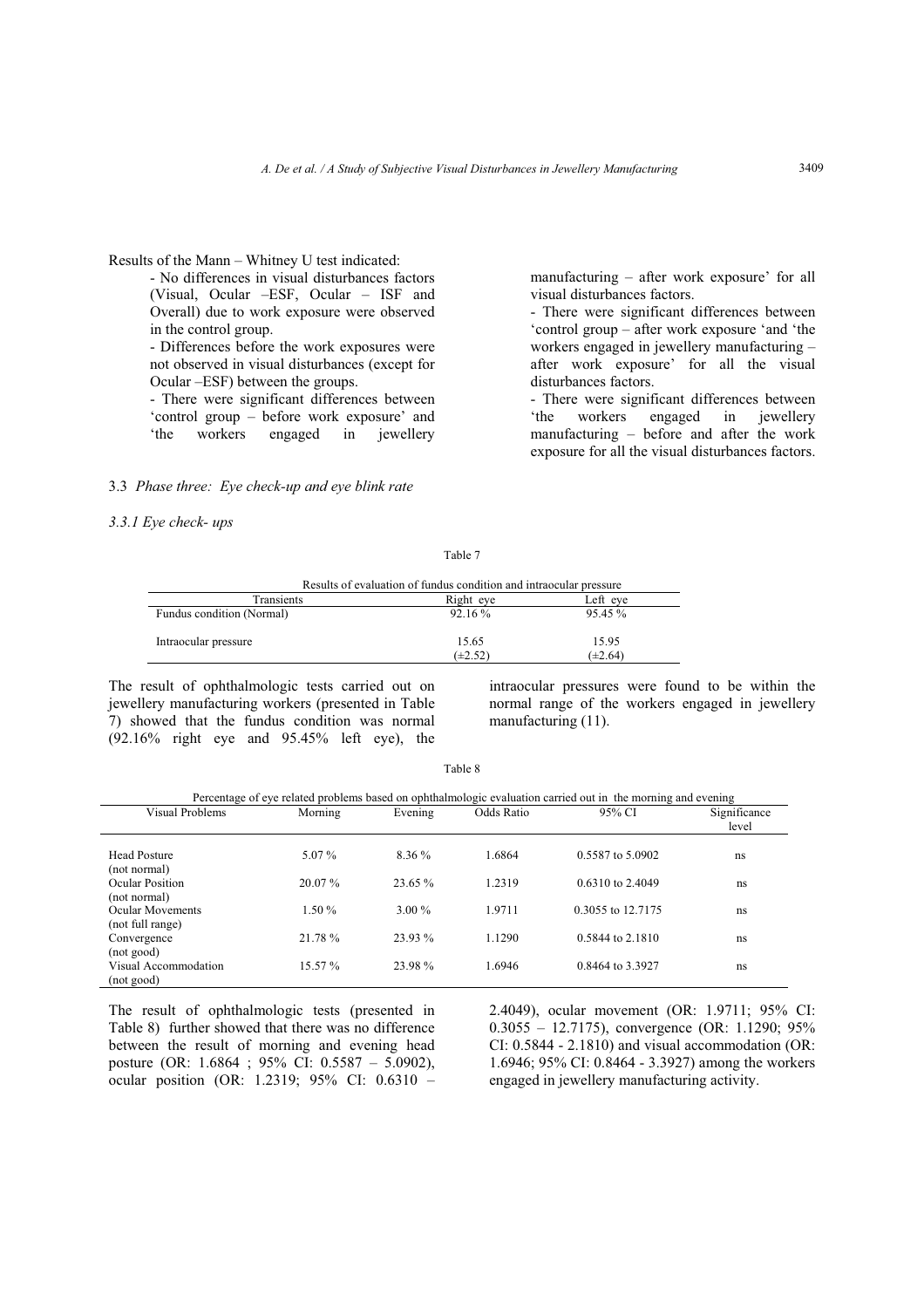Results of the Mann – Whitney U test indicated:

- No differences in visual disturbances factors (Visual, Ocular –ESF, Ocular – ISF and Overall) due to work exposure were observed in the control group.
- Differences before the work exposures were not observed in visual disturbances (except for Ocular –ESF) between the groups.
- There were significant differences between 'control group – before work exposure' and 'the workers engaged in jewellery manufacturing – after work exposure' for all visual disturbances factors.
- There were significant differences between 'control group – after work exposure 'and 'the workers engaged in jewellery manufacturing – after work exposure' for all the visual disturbances factors.
- There were significant differences between 'the workers engaged in jewellery manufacturing – before and after the work exposure for all the visual disturbances factors.

### 3.3 *Phase three: Eye check-up and eye blink rate*

#### *3.3.1 Eye check- ups*

Table 7

Results of evaluation of fundus condition and intraocular pressure

| Transients | Right eye | Left eye |
|---|---|---|
| Fundus condition (Normal) | 92.16 % | 95.45 % |
| Intraocular pressure | 15.65 (±2.52) | 15.95 (±2.64) |

The result of ophthalmologic tests carried out on jewellery manufacturing workers (presented in Table 7) showed that the fundus condition was normal (92.16% right eye and 95.45% left eye), the intraocular pressures were found to be within the normal range of the workers engaged in jewellery manufacturing (11).

Table 8

Percentage of eye related problems based on ophthalmologic evaluation carried out in the morning and evening

| Visual Problems | Morning | Evening | Odds Ratio | 95% CI | Significance level |
|---|---|---|---|---|---|
| Head Posture (not normal) | 5.07 % | 8.36 % | 1.6864 | 0.5587 to 5.0902 | ns |
| Ocular Position (not normal) | 20.07 % | 23.65 % | 1.2319 | 0.6310 to 2.4049 | ns |
| Ocular Movements (not full range) | 1.50 % | 3.00 % | 1.9711 | 0.3055 to 12.7175 | ns |
| Convergence (not good) | 21.78 % | 23.93 % | 1.1290 | 0.5844 to 2.1810 | ns |
| Visual Accommodation (not good) | 15.57 % | 23.98 % | 1.6946 | 0.8464 to 3.3927 | ns |

The result of ophthalmologic tests (presented in Table 8) further showed that there was no difference between the result of morning and evening head posture (OR: 1.6864 ; 95% CI: 0.5587 – 5.0902), ocular position (OR: 1.2319; 95% CI: 0.6310 – 2.4049), ocular movement (OR: 1.9711; 95% CI: 0.3055 – 12.7175), convergence (OR: 1.1290; 95% CI: 0.5844 - 2.1810) and visual accommodation (OR: 1.6946; 95% CI: 0.8464 - 3.3927) among the workers engaged in jewellery manufacturing activity.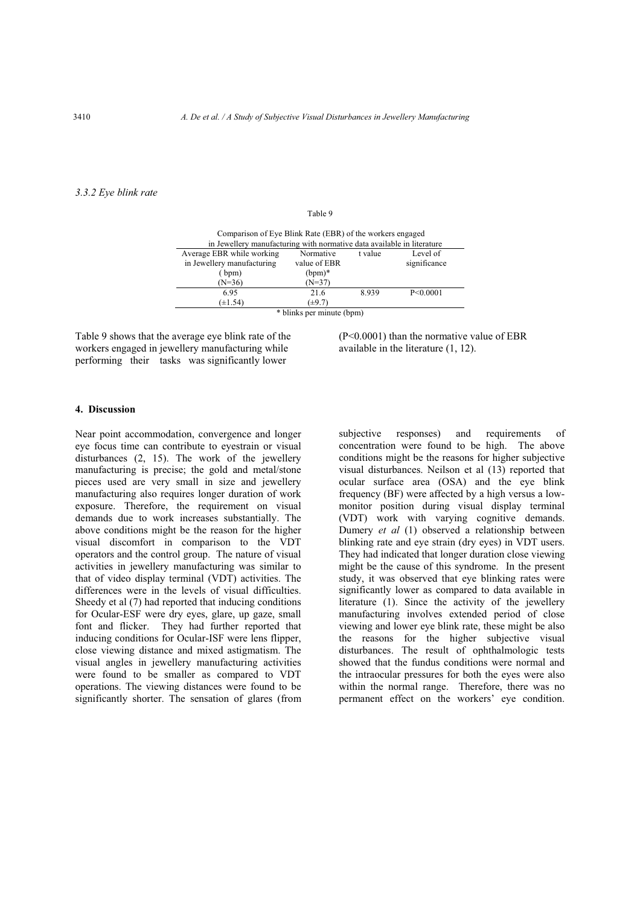### 3.3.2 Eye blink rate

Table 9

Comparison of Eye Blink Rate (EBR) of the workers engaged in Jewellery manufacturing with normative data available in literature

| Average EBR while working in Jewellery manufacturing (bpm) (N=36) | Normative value of EBR (bpm)* (N=37) | t value | Level of significance |
|---|---|---|---|
| 6.95 (±1.54) | 21.6 (±9.7) | 8.939 | P<0.0001 |

\* blinks per minute (bpm)

Table 9 shows that the average eye blink rate of the workers engaged in jewellery manufacturing while performing their tasks was significantly lower (P<0.0001) than the normative value of EBR available in the literature (1, 12).

## 4. Discussion

Near point accommodation, convergence and longer eye focus time can contribute to eyestrain or visual disturbances (2, 15). The work of the jewellery manufacturing is precise; the gold and metal/stone pieces used are very small in size and jewellery manufacturing also requires longer duration of work exposure. Therefore, the requirement on visual demands due to work increases substantially. The above conditions might be the reason for the higher visual discomfort in comparison to the VDT operators and the control group. The nature of visual activities in jewellery manufacturing was similar to that of video display terminal (VDT) activities. The differences were in the levels of visual difficulties. Sheedy et al (7) had reported that inducing conditions for Ocular-ESF were dry eyes, glare, up gaze, small font and flicker. They had further reported that inducing conditions for Ocular-ISF were lens flipper, close viewing distance and mixed astigmatism. The visual angles in jewellery manufacturing activities were found to be smaller as compared to VDT operations. The viewing distances were found to be significantly shorter. The sensation of glares (from subjective responses) and requirements of concentration were found to be high. The above conditions might be the reasons for higher subjective visual disturbances. Neilson et al (13) reported that ocular surface area (OSA) and the eye blink frequency (BF) were affected by a high versus a low-monitor position during visual display terminal (VDT) work with varying cognitive demands. Dumery *et al* (1) observed a relationship between blinking rate and eye strain (dry eyes) in VDT users. They had indicated that longer duration close viewing might be the cause of this syndrome. In the present study, it was observed that eye blinking rates were significantly lower as compared to data available in literature (1). Since the activity of the jewellery manufacturing involves extended period of close viewing and lower eye blink rate, these might be also the reasons for the higher subjective visual disturbances. The result of ophthalmologic tests showed that the fundus conditions were normal and the intraocular pressures for both the eyes were also within the normal range. Therefore, there was no permanent effect on the workers' eye condition.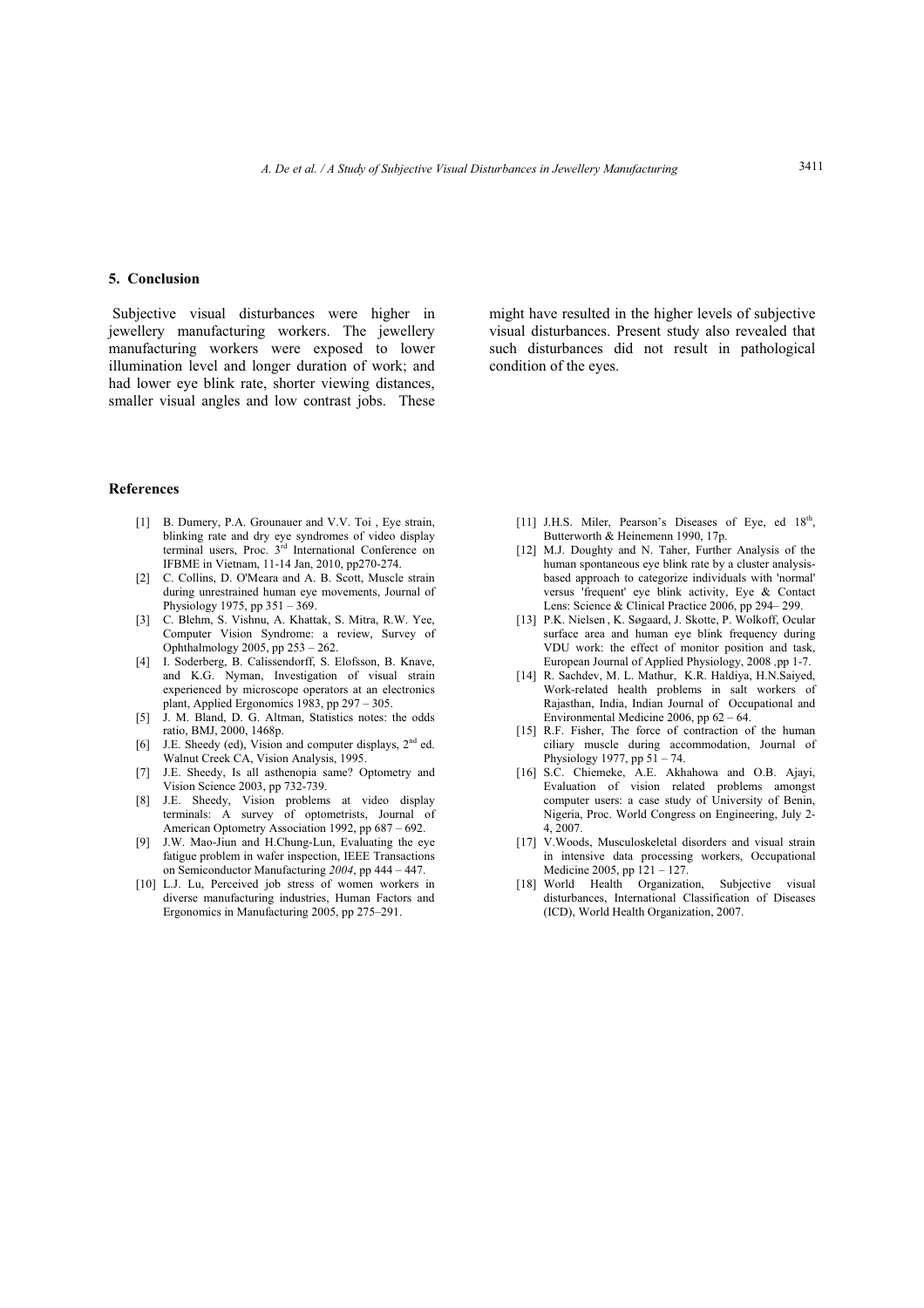## 5. Conclusion

Subjective visual disturbances were higher in jewellery manufacturing workers. The jewellery manufacturing workers were exposed to lower illumination level and longer duration of work; and had lower eye blink rate, shorter viewing distances, smaller visual angles and low contrast jobs. These might have resulted in the higher levels of subjective visual disturbances. Present study also revealed that such disturbances did not result in pathological condition of the eyes.

## References

[1] B. Dumery, P.A. Grounauer and V.V. Toi , Eye strain, blinking rate and dry eye syndromes of video display terminal users, Proc. 3rd International Conference on IFBME in Vietnam, 11-14 Jan, 2010, pp270-274.

[2] C. Collins, D. O'Meara and A. B. Scott, Muscle strain during unrestrained human eye movements, Journal of Physiology 1975, pp 351 – 369.

[3] C. Blehm, S. Vishnu, A. Khattak, S. Mitra, R.W. Yee, Computer Vision Syndrome: a review, Survey of Ophthalmology 2005, pp 253 – 262.

[4] I. Soderberg, B. Calissendorff, S. Elofsson, B. Knave, and K.G. Nyman, Investigation of visual strain experienced by microscope operators at an electronics plant, Applied Ergonomics 1983, pp 297 – 305.

[5] J. M. Bland, D. G. Altman, Statistics notes: the odds ratio, BMJ, 2000, 1468p.

[6] J.E. Sheedy (ed), Vision and computer displays, 2nd ed. Walnut Creek CA, Vision Analysis, 1995.

[7] J.E. Sheedy, Is all asthenopia same? Optometry and Vision Science 2003, pp 732-739.

[8] J.E. Sheedy, Vision problems at video display terminals: A survey of optometrists, Journal of American Optometry Association 1992, pp 687 – 692.

[9] J.W. Mao-Jiun and H.Chung-Lun, Evaluating the eye fatigue problem in wafer inspection, IEEE Transactions on Semiconductor Manufacturing *2004*, pp 444 – 447.

[10] L.J. Lu, Perceived job stress of women workers in diverse manufacturing industries, Human Factors and Ergonomics in Manufacturing 2005, pp 275–291.

[11] J.H.S. Miler, Pearson's Diseases of Eye, ed 18th, Butterworth & Heinemenn 1990, 17p.

[12] M.J. Doughty and N. Taher, Further Analysis of the human spontaneous eye blink rate by a cluster analysis-based approach to categorize individuals with 'normal' versus 'frequent' eye blink activity, Eye & Contact Lens: Science & Clinical Practice 2006, pp 294– 299.

[13] P.K. Nielsen , K. Søgaard, J. Skotte, P. Wolkoff, Ocular surface area and human eye blink frequency during VDU work: the effect of monitor position and task, European Journal of Applied Physiology, 2008 ,pp 1-7.

[14] R. Sachdev, M. L. Mathur, K.R. Haldiya, H.N.Saiyed, Work-related health problems in salt workers of Rajasthan, India, Indian Journal of Occupational and Environmental Medicine 2006, pp 62 – 64.

[15] R.F. Fisher, The force of contraction of the human ciliary muscle during accommodation, Journal of Physiology 1977, pp 51 – 74.

[16] S.C. Chiemeke, A.E. Akhahowa and O.B. Ajayi, Evaluation of vision related problems amongst computer users: a case study of University of Benin, Nigeria, Proc. World Congress on Engineering, July 2-4, 2007.

[17] V.Woods, Musculoskeletal disorders and visual strain in intensive data processing workers, Occupational Medicine 2005, pp 121 – 127.

[18] World Health Organization, Subjective visual disturbances, International Classification of Diseases (ICD), World Health Organization, 2007.